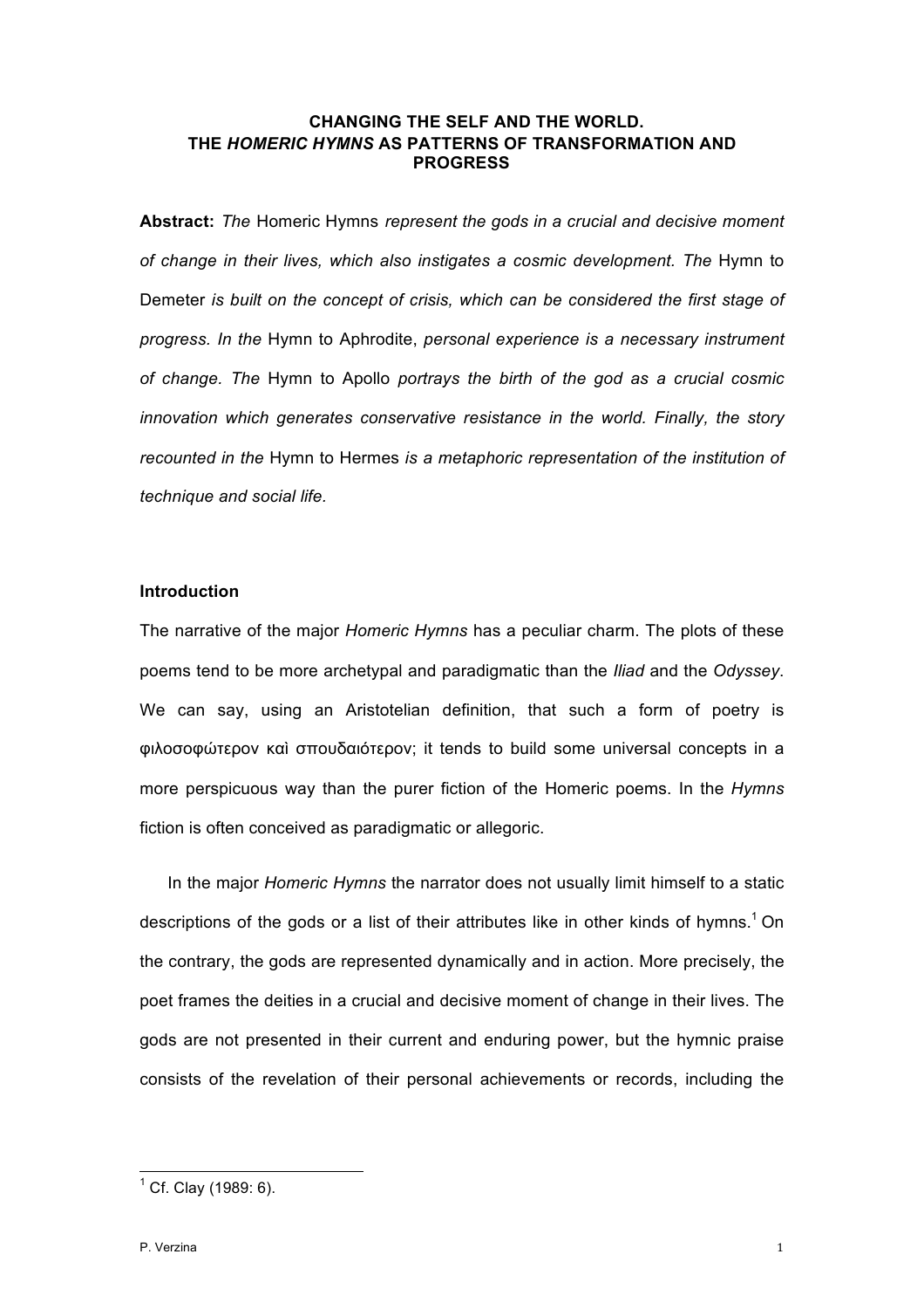# CHANGING THE SELF AND THE WORLD. THE *HOMERIC HYMNS* AS PATTERNS OF TRANSFORMATION AND PROGRESS

**Abstract:** *The* Homeric Hymns *represent the gods in a crucial and decisive moment of change in their lives, which also instigates a cosmic development. The* Hymn to Demeter *is built on the concept of crisis, which can be considered the first stage of progress. In the* Hymn to Aphrodite, *personal experience is a necessary instrument of change. The* Hymn to Apollo *portrays the birth of the god as a crucial cosmic innovation which generates conservative resistance in the world. Finally, the story recounted in the* Hymn to Hermes *is a metaphoric representation of the institution of technique and social life.*

## Introduction

The narrative of the major *Homeric Hymns* has a peculiar charm. The plots of these poems tend to be more archetypal and paradigmatic than the *Iliad* and the *Odyssey*. We can say, using an Aristotelian definition, that such a form of poetry is φιλοσοφώτερον καὶ σπουδαιότερον; it tends to build some universal concepts in a more perspicuous way than the purer fiction of the Homeric poems. In the *Hymns* fiction is often conceived as paradigmatic or allegoric.

In the major *Homeric Hymns* the narrator does not usually limit himself to a static descriptions of the gods or a list of their attributes like in other kinds of hymns.[1] On the contrary, the gods are represented dynamically and in action. More precisely, the poet frames the deities in a crucial and decisive moment of change in their lives. The gods are not presented in their current and enduring power, but the hymnic praise consists of the revelation of their personal achievements or records, including the

[1] Cf. Clay (1989: 6).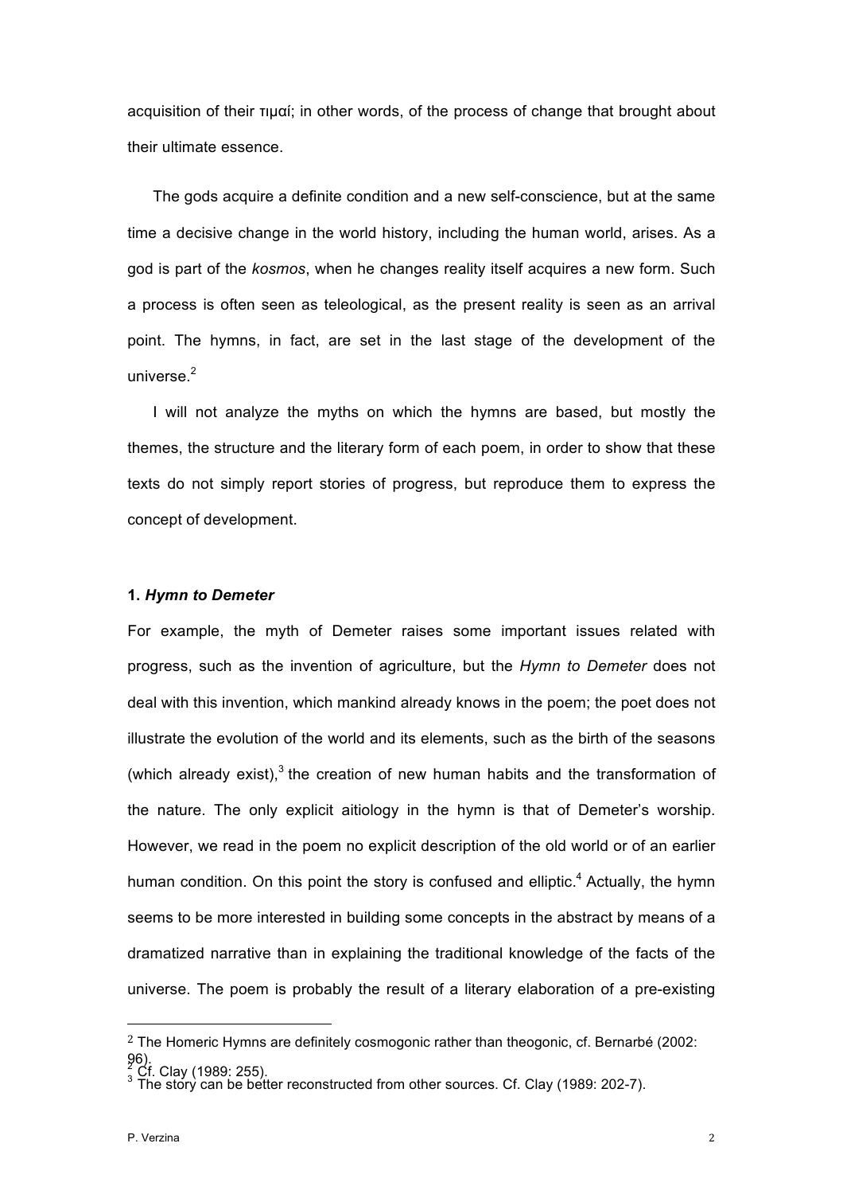acquisition of their τιμαί; in other words, of the process of change that brought about their ultimate essence.

The gods acquire a definite condition and a new self-conscience, but at the same time a decisive change in the world history, including the human world, arises. As a god is part of the *kosmos*, when he changes reality itself acquires a new form. Such a process is often seen as teleological, as the present reality is seen as an arrival point. The hymns, in fact, are set in the last stage of the development of the universe.[2]

I will not analyze the myths on which the hymns are based, but mostly the themes, the structure and the literary form of each poem, in order to show that these texts do not simply report stories of progress, but reproduce them to express the concept of development.

### 1. *Hymn to Demeter*

For example, the myth of Demeter raises some important issues related with progress, such as the invention of agriculture, but the *Hymn to Demeter* does not deal with this invention, which mankind already knows in the poem; the poet does not illustrate the evolution of the world and its elements, such as the birth of the seasons (which already exist),[3] the creation of new human habits and the transformation of the nature. The only explicit aitiology in the hymn is that of Demeter's worship. However, we read in the poem no explicit description of the old world or of an earlier human condition. On this point the story is confused and elliptic.[4] Actually, the hymn seems to be more interested in building some concepts in the abstract by means of a dramatized narrative than in explaining the traditional knowledge of the facts of the universe. The poem is probably the result of a literary elaboration of a pre-existing

---

[2] The Homeric Hymns are definitely cosmogonic rather than theogonic, cf. Bernarbé (2002: 96).

[2] Cf. Clay (1989: 255).

[3] The story can be better reconstructed from other sources. Cf. Clay (1989: 202-7).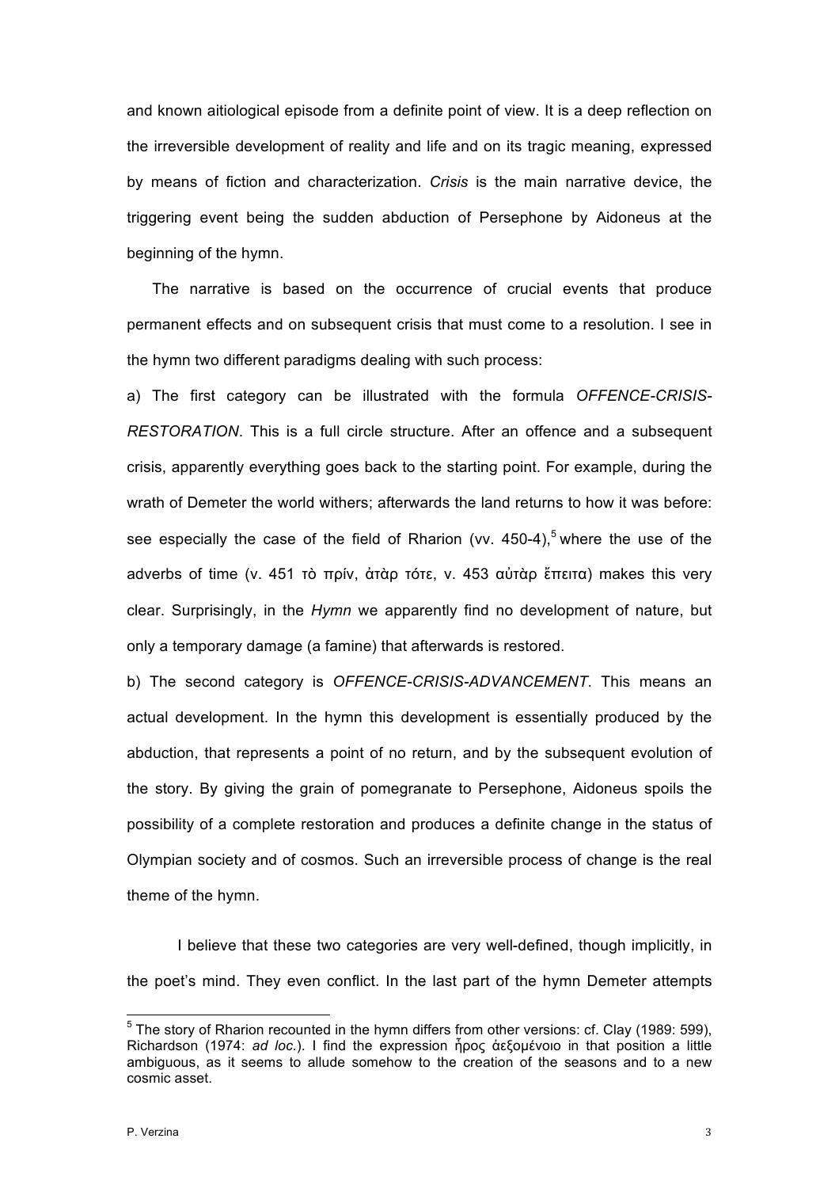and known aitiological episode from a definite point of view. It is a deep reflection on the irreversible development of reality and life and on its tragic meaning, expressed by means of fiction and characterization. *Crisis* is the main narrative device, the triggering event being the sudden abduction of Persephone by Aidoneus at the beginning of the hymn.

The narrative is based on the occurrence of crucial events that produce permanent effects and on subsequent crisis that must come to a resolution. I see in the hymn two different paradigms dealing with such process:

a) The first category can be illustrated with the formula *OFFENCE-CRISIS-RESTORATION*. This is a full circle structure. After an offence and a subsequent crisis, apparently everything goes back to the starting point. For example, during the wrath of Demeter the world withers; afterwards the land returns to how it was before: see especially the case of the field of Rharion (vv. 450-4),[5] where the use of the adverbs of time (v. 451 τὸ πρίν, ἀτὰρ τότε, v. 453 αὐτὰρ ἔπειτα) makes this very clear. Surprisingly, in the *Hymn* we apparently find no development of nature, but only a temporary damage (a famine) that afterwards is restored.

b) The second category is *OFFENCE-CRISIS-ADVANCEMENT*. This means an actual development. In the hymn this development is essentially produced by the abduction, that represents a point of no return, and by the subsequent evolution of the story. By giving the grain of pomegranate to Persephone, Aidoneus spoils the possibility of a complete restoration and produces a definite change in the status of Olympian society and of cosmos. Such an irreversible process of change is the real theme of the hymn.

I believe that these two categories are very well-defined, though implicitly, in the poet's mind. They even conflict. In the last part of the hymn Demeter attempts

[5] The story of Rharion recounted in the hymn differs from other versions: cf. Clay (1989: 599), Richardson (1974: *ad loc.*). I find the expression ἦρος ἀεξομένοιο in that position a little ambiguous, as it seems to allude somehow to the creation of the seasons and to a new cosmic asset.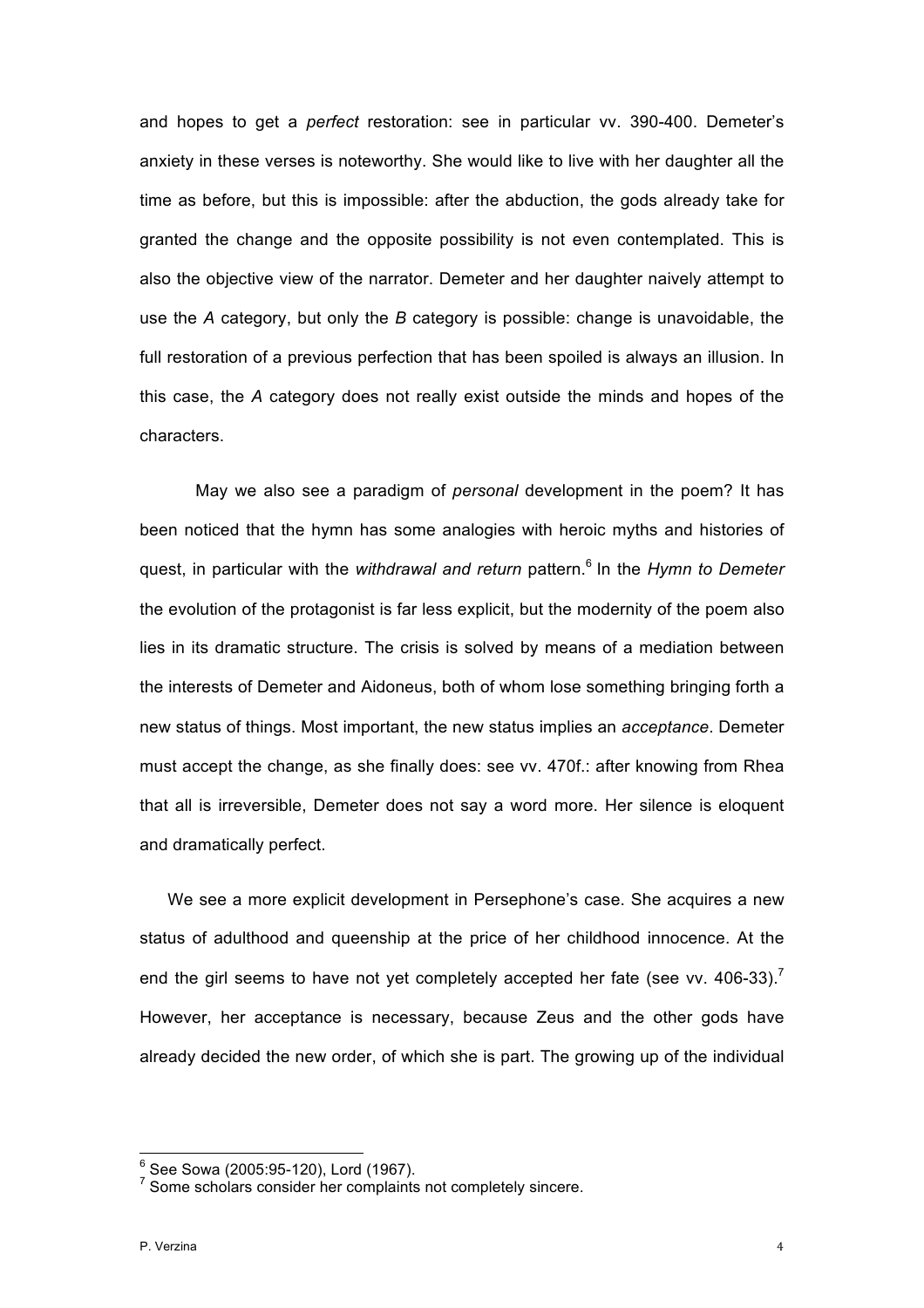and hopes to get a *perfect* restoration: see in particular vv. 390-400. Demeter's anxiety in these verses is noteworthy. She would like to live with her daughter all the time as before, but this is impossible: after the abduction, the gods already take for granted the change and the opposite possibility is not even contemplated. This is also the objective view of the narrator. Demeter and her daughter naively attempt to use the *A* category, but only the *B* category is possible: change is unavoidable, the full restoration of a previous perfection that has been spoiled is always an illusion. In this case, the *A* category does not really exist outside the minds and hopes of the characters.

May we also see a paradigm of *personal* development in the poem? It has been noticed that the hymn has some analogies with heroic myths and histories of quest, in particular with the *withdrawal and return* pattern.[6] In the *Hymn to Demeter* the evolution of the protagonist is far less explicit, but the modernity of the poem also lies in its dramatic structure. The crisis is solved by means of a mediation between the interests of Demeter and Aidoneus, both of whom lose something bringing forth a new status of things. Most important, the new status implies an *acceptance*. Demeter must accept the change, as she finally does: see vv. 470f.: after knowing from Rhea that all is irreversible, Demeter does not say a word more. Her silence is eloquent and dramatically perfect.

We see a more explicit development in Persephone's case. She acquires a new status of adulthood and queenship at the price of her childhood innocence. At the end the girl seems to have not yet completely accepted her fate (see vv. 406-33).[7] However, her acceptance is necessary, because Zeus and the other gods have already decided the new order, of which she is part. The growing up of the individual

[6] See Sowa (2005:95-120), Lord (1967).

[7] Some scholars consider her complaints not completely sincere.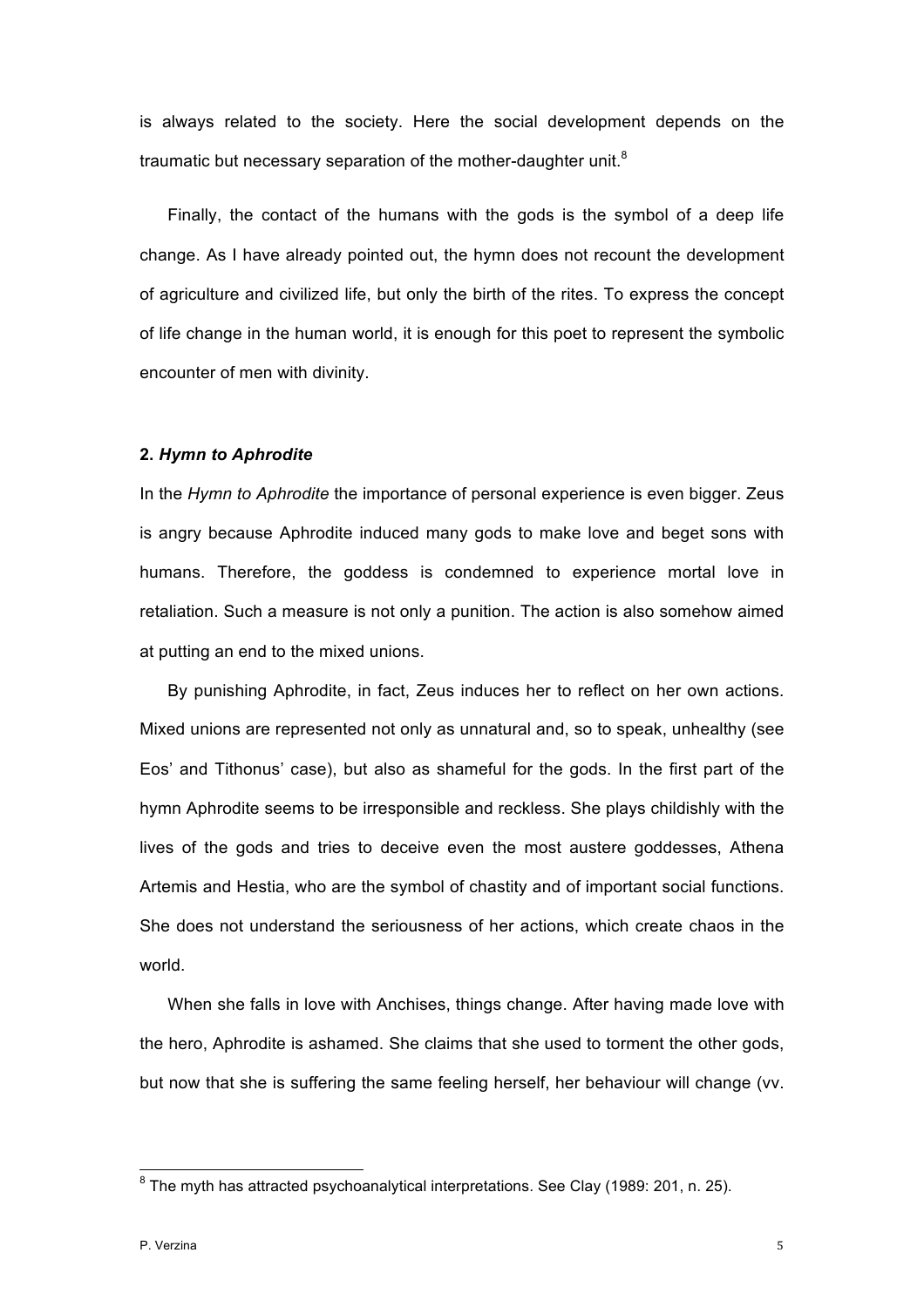is always related to the society. Here the social development depends on the traumatic but necessary separation of the mother-daughter unit.[8]

Finally, the contact of the humans with the gods is the symbol of a deep life change. As I have already pointed out, the hymn does not recount the development of agriculture and civilized life, but only the birth of the rites. To express the concept of life change in the human world, it is enough for this poet to represent the symbolic encounter of men with divinity.

## 2. *Hymn to Aphrodite*

In the *Hymn to Aphrodite* the importance of personal experience is even bigger. Zeus is angry because Aphrodite induced many gods to make love and beget sons with humans. Therefore, the goddess is condemned to experience mortal love in retaliation. Such a measure is not only a punition. The action is also somehow aimed at putting an end to the mixed unions.

By punishing Aphrodite, in fact, Zeus induces her to reflect on her own actions. Mixed unions are represented not only as unnatural and, so to speak, unhealthy (see Eos' and Tithonus' case), but also as shameful for the gods. In the first part of the hymn Aphrodite seems to be irresponsible and reckless. She plays childishly with the lives of the gods and tries to deceive even the most austere goddesses, Athena Artemis and Hestia, who are the symbol of chastity and of important social functions. She does not understand the seriousness of her actions, which create chaos in the world.

When she falls in love with Anchises, things change. After having made love with the hero, Aphrodite is ashamed. She claims that she used to torment the other gods, but now that she is suffering the same feeling herself, her behaviour will change (vv.

---

[8] The myth has attracted psychoanalytical interpretations. See Clay (1989: 201, n. 25).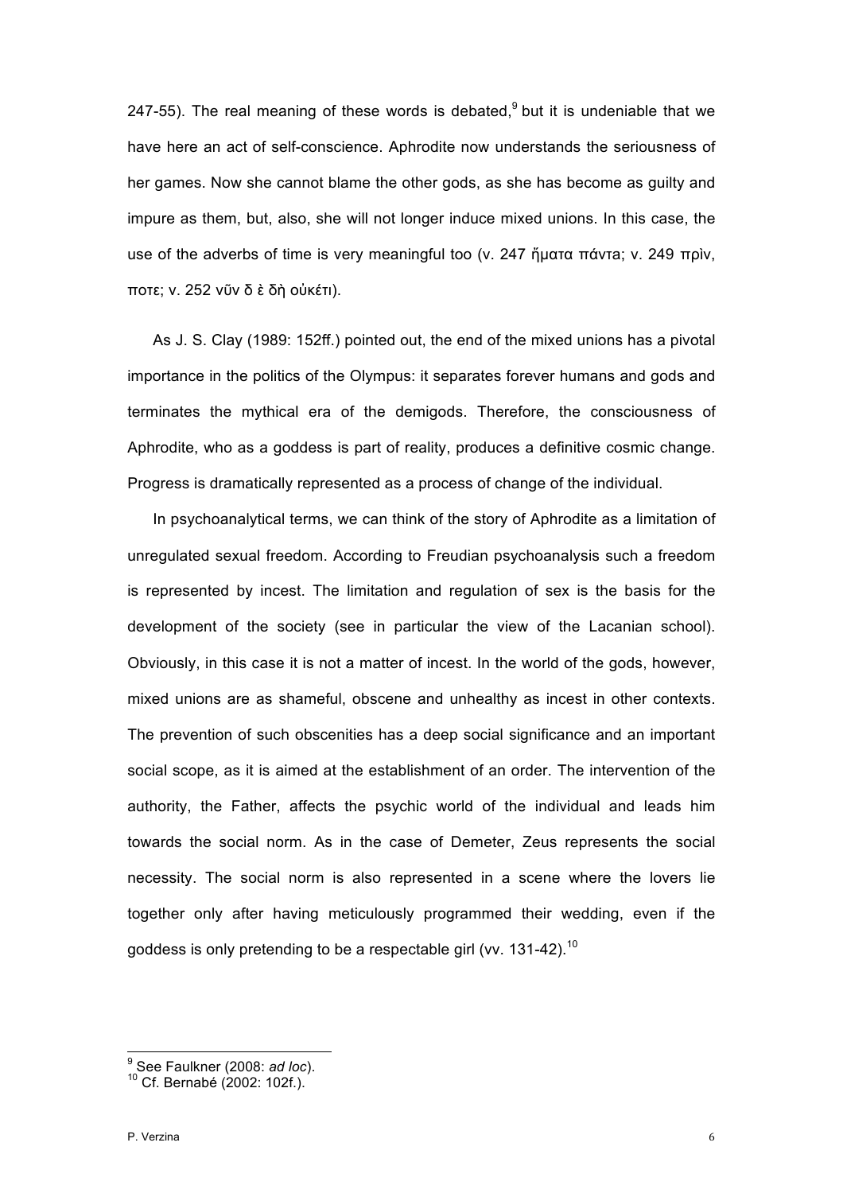247-55). The real meaning of these words is debated,[9] but it is undeniable that we have here an act of self-conscience. Aphrodite now understands the seriousness of her games. Now she cannot blame the other gods, as she has become as guilty and impure as them, but, also, she will not longer induce mixed unions. In this case, the use of the adverbs of time is very meaningful too (v. 247 ἤματα πάντα; v. 249 πρὶν, ποτε; v. 252 νῦν δ ὲ δὴ οὐκέτι).

As J. S. Clay (1989: 152ff.) pointed out, the end of the mixed unions has a pivotal importance in the politics of the Olympus: it separates forever humans and gods and terminates the mythical era of the demigods. Therefore, the consciousness of Aphrodite, who as a goddess is part of reality, produces a definitive cosmic change. Progress is dramatically represented as a process of change of the individual.

In psychoanalytical terms, we can think of the story of Aphrodite as a limitation of unregulated sexual freedom. According to Freudian psychoanalysis such a freedom is represented by incest. The limitation and regulation of sex is the basis for the development of the society (see in particular the view of the Lacanian school). Obviously, in this case it is not a matter of incest. In the world of the gods, however, mixed unions are as shameful, obscene and unhealthy as incest in other contexts. The prevention of such obscenities has a deep social significance and an important social scope, as it is aimed at the establishment of an order. The intervention of the authority, the Father, affects the psychic world of the individual and leads him towards the social norm. As in the case of Demeter, Zeus represents the social necessity. The social norm is also represented in a scene where the lovers lie together only after having meticulously programmed their wedding, even if the goddess is only pretending to be a respectable girl (vv. 131-42).[10]

---

[9] See Faulkner (2008: *ad loc*).

[10] Cf. Bernabé (2002: 102f.).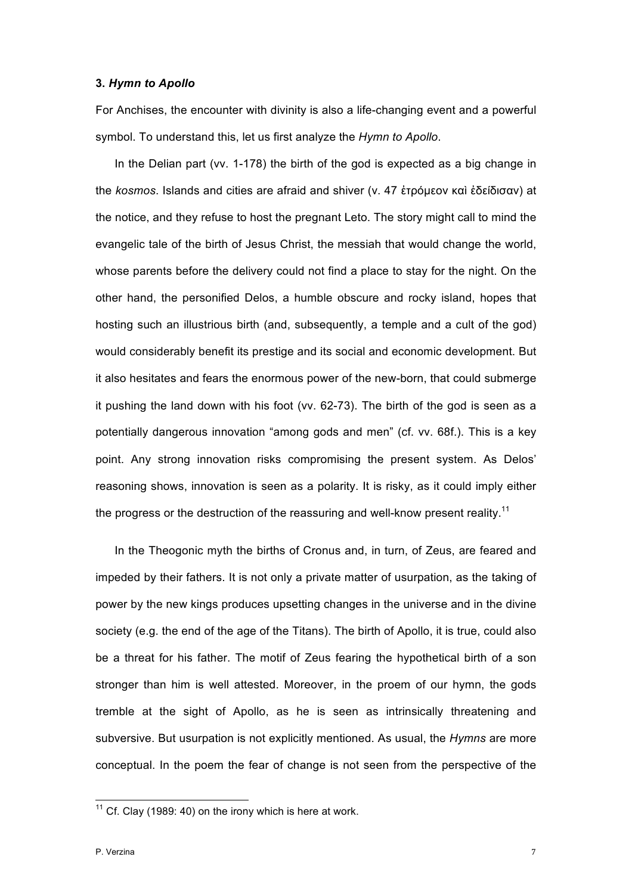### 3. *Hymn to Apollo*

For Anchises, the encounter with divinity is also a life-changing event and a powerful symbol. To understand this, let us first analyze the *Hymn to Apollo*.

In the Delian part (vv. 1-178) the birth of the god is expected as a big change in the *kosmos*. Islands and cities are afraid and shiver (v. 47 ἐτρόμεον καὶ ἐδείδισαν) at the notice, and they refuse to host the pregnant Leto. The story might call to mind the evangelic tale of the birth of Jesus Christ, the messiah that would change the world, whose parents before the delivery could not find a place to stay for the night. On the other hand, the personified Delos, a humble obscure and rocky island, hopes that hosting such an illustrious birth (and, subsequently, a temple and a cult of the god) would considerably benefit its prestige and its social and economic development. But it also hesitates and fears the enormous power of the new-born, that could submerge it pushing the land down with his foot (vv. 62-73). The birth of the god is seen as a potentially dangerous innovation "among gods and men" (cf. vv. 68f.). This is a key point. Any strong innovation risks compromising the present system. As Delos' reasoning shows, innovation is seen as a polarity. It is risky, as it could imply either the progress or the destruction of the reassuring and well-know present reality.[11]

In the Theogonic myth the births of Cronus and, in turn, of Zeus, are feared and impeded by their fathers. It is not only a private matter of usurpation, as the taking of power by the new kings produces upsetting changes in the universe and in the divine society (e.g. the end of the age of the Titans). The birth of Apollo, it is true, could also be a threat for his father. The motif of Zeus fearing the hypothetical birth of a son stronger than him is well attested. Moreover, in the proem of our hymn, the gods tremble at the sight of Apollo, as he is seen as intrinsically threatening and subversive. But usurpation is not explicitly mentioned. As usual, the *Hymns* are more conceptual. In the poem the fear of change is not seen from the perspective of the

[11] Cf. Clay (1989: 40) on the irony which is here at work.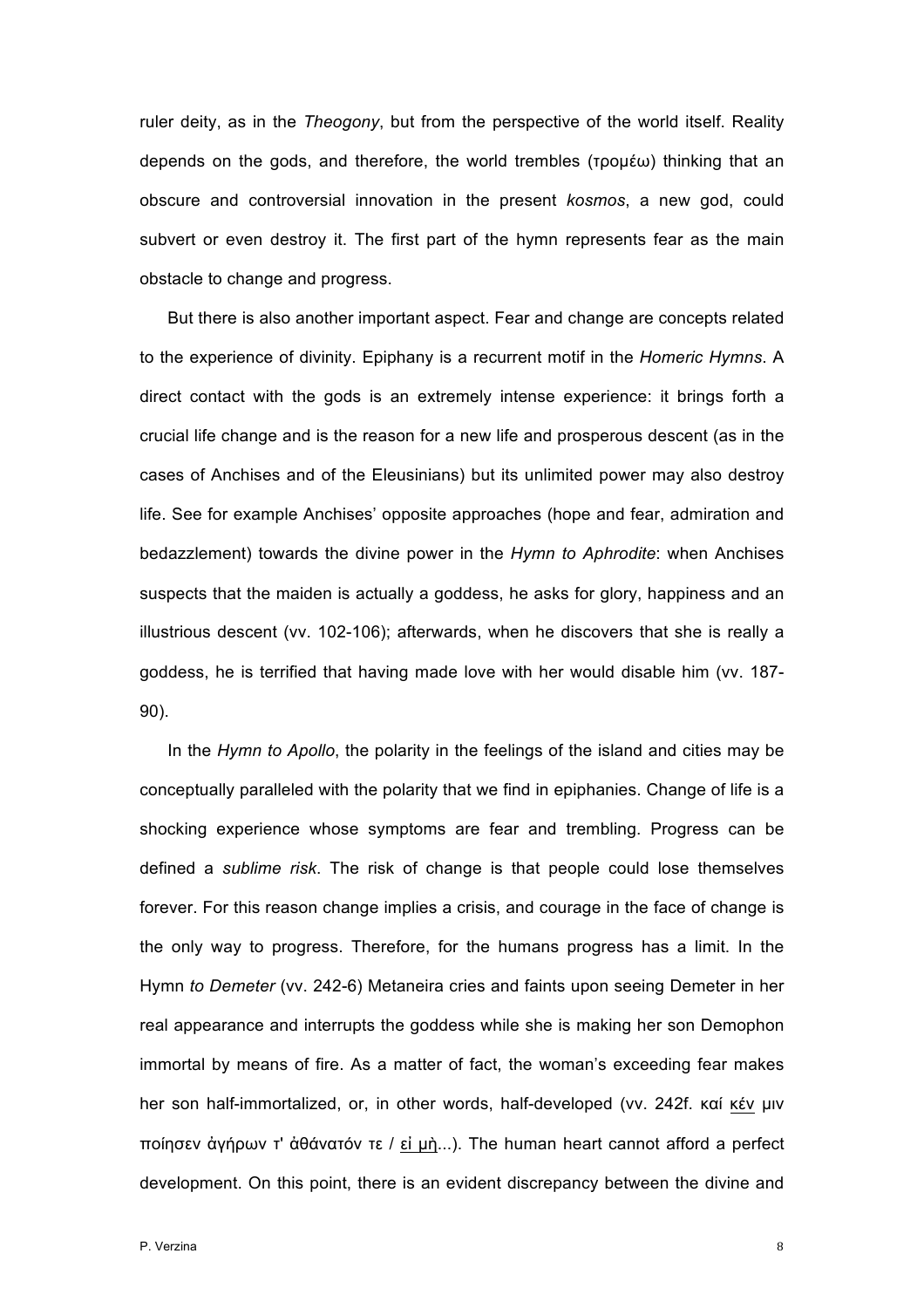ruler deity, as in the *Theogony*, but from the perspective of the world itself. Reality depends on the gods, and therefore, the world trembles (τρομέω) thinking that an obscure and controversial innovation in the present *kosmos*, a new god, could subvert or even destroy it. The first part of the hymn represents fear as the main obstacle to change and progress.

But there is also another important aspect. Fear and change are concepts related to the experience of divinity. Epiphany is a recurrent motif in the *Homeric Hymns*. A direct contact with the gods is an extremely intense experience: it brings forth a crucial life change and is the reason for a new life and prosperous descent (as in the cases of Anchises and of the Eleusinians) but its unlimited power may also destroy life. See for example Anchises' opposite approaches (hope and fear, admiration and bedazzlement) towards the divine power in the *Hymn to Aphrodite*: when Anchises suspects that the maiden is actually a goddess, he asks for glory, happiness and an illustrious descent (vv. 102-106); afterwards, when he discovers that she is really a goddess, he is terrified that having made love with her would disable him (vv. 187-90).

In the *Hymn to Apollo*, the polarity in the feelings of the island and cities may be conceptually paralleled with the polarity that we find in epiphanies. Change of life is a shocking experience whose symptoms are fear and trembling. Progress can be defined a *sublime risk*. The risk of change is that people could lose themselves forever. For this reason change implies a crisis, and courage in the face of change is the only way to progress. Therefore, for the humans progress has a limit. In the Hymn *to Demeter* (vv. 242-6) Metaneira cries and faints upon seeing Demeter in her real appearance and interrupts the goddess while she is making her son Demophon immortal by means of fire. As a matter of fact, the woman's exceeding fear makes her son half-immortalized, or, in other words, half-developed (vv. 242f. καί <u>κέν</u> μιν ποίησεν ἀγήρων τ' ἀθάνατόν τε / <u>εἰ μὴ</u>...). The human heart cannot afford a perfect development. On this point, there is an evident discrepancy between the divine and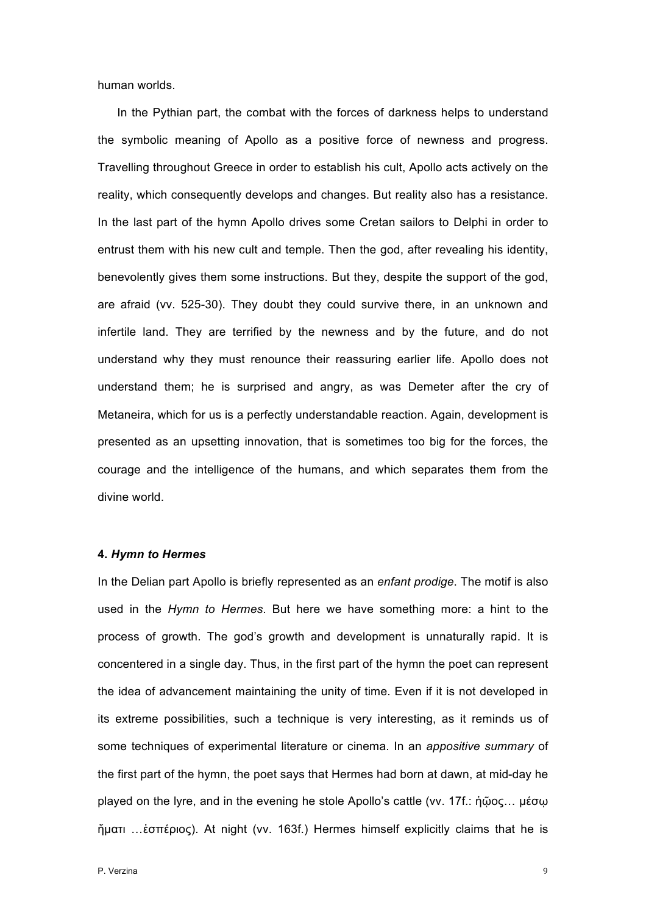human worlds.

In the Pythian part, the combat with the forces of darkness helps to understand the symbolic meaning of Apollo as a positive force of newness and progress. Travelling throughout Greece in order to establish his cult, Apollo acts actively on the reality, which consequently develops and changes. But reality also has a resistance. In the last part of the hymn Apollo drives some Cretan sailors to Delphi in order to entrust them with his new cult and temple. Then the god, after revealing his identity, benevolently gives them some instructions. But they, despite the support of the god, are afraid (vv. 525-30). They doubt they could survive there, in an unknown and infertile land. They are terrified by the newness and by the future, and do not understand why they must renounce their reassuring earlier life. Apollo does not understand them; he is surprised and angry, as was Demeter after the cry of Metaneira, which for us is a perfectly understandable reaction. Again, development is presented as an upsetting innovation, that is sometimes too big for the forces, the courage and the intelligence of the humans, and which separates them from the divine world.

#### 4. *Hymn to Hermes*

In the Delian part Apollo is briefly represented as an *enfant prodige*. The motif is also used in the *Hymn to Hermes*. But here we have something more: a hint to the process of growth. The god's growth and development is unnaturally rapid. It is concentered in a single day. Thus, in the first part of the hymn the poet can represent the idea of advancement maintaining the unity of time. Even if it is not developed in its extreme possibilities, such a technique is very interesting, as it reminds us of some techniques of experimental literature or cinema. In an *appositive summary* of the first part of the hymn, the poet says that Hermes had born at dawn, at mid-day he played on the lyre, and in the evening he stole Apollo's cattle (vv. 17f.: ἠῷος… μέσῳ ἤματι …ἑσπέριος). At night (vv. 163f.) Hermes himself explicitly claims that he is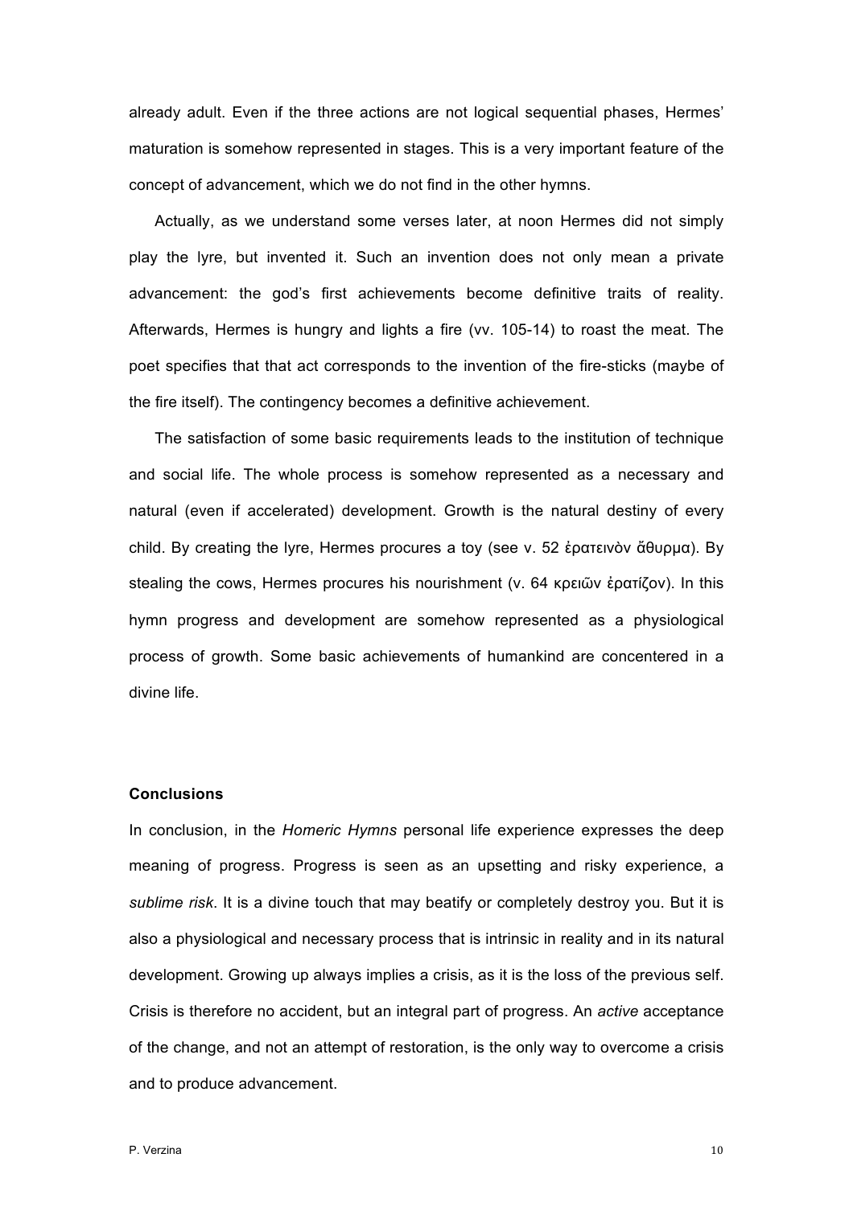already adult. Even if the three actions are not logical sequential phases, Hermes' maturation is somehow represented in stages. This is a very important feature of the concept of advancement, which we do not find in the other hymns.

Actually, as we understand some verses later, at noon Hermes did not simply play the lyre, but invented it. Such an invention does not only mean a private advancement: the god's first achievements become definitive traits of reality. Afterwards, Hermes is hungry and lights a fire (vv. 105-14) to roast the meat. The poet specifies that that act corresponds to the invention of the fire-sticks (maybe of the fire itself). The contingency becomes a definitive achievement.

The satisfaction of some basic requirements leads to the institution of technique and social life. The whole process is somehow represented as a necessary and natural (even if accelerated) development. Growth is the natural destiny of every child. By creating the lyre, Hermes procures a toy (see v. 52 ἐρατεινὸν ἄθυρμα). By stealing the cows, Hermes procures his nourishment (v. 64 κρειῶν ἐρατίζον). In this hymn progress and development are somehow represented as a physiological process of growth. Some basic achievements of humankind are concentered in a divine life.

### Conclusions

In conclusion, in the *Homeric Hymns* personal life experience expresses the deep meaning of progress. Progress is seen as an upsetting and risky experience, a *sublime risk*. It is a divine touch that may beatify or completely destroy you. But it is also a physiological and necessary process that is intrinsic in reality and in its natural development. Growing up always implies a crisis, as it is the loss of the previous self. Crisis is therefore no accident, but an integral part of progress. An *active* acceptance of the change, and not an attempt of restoration, is the only way to overcome a crisis and to produce advancement.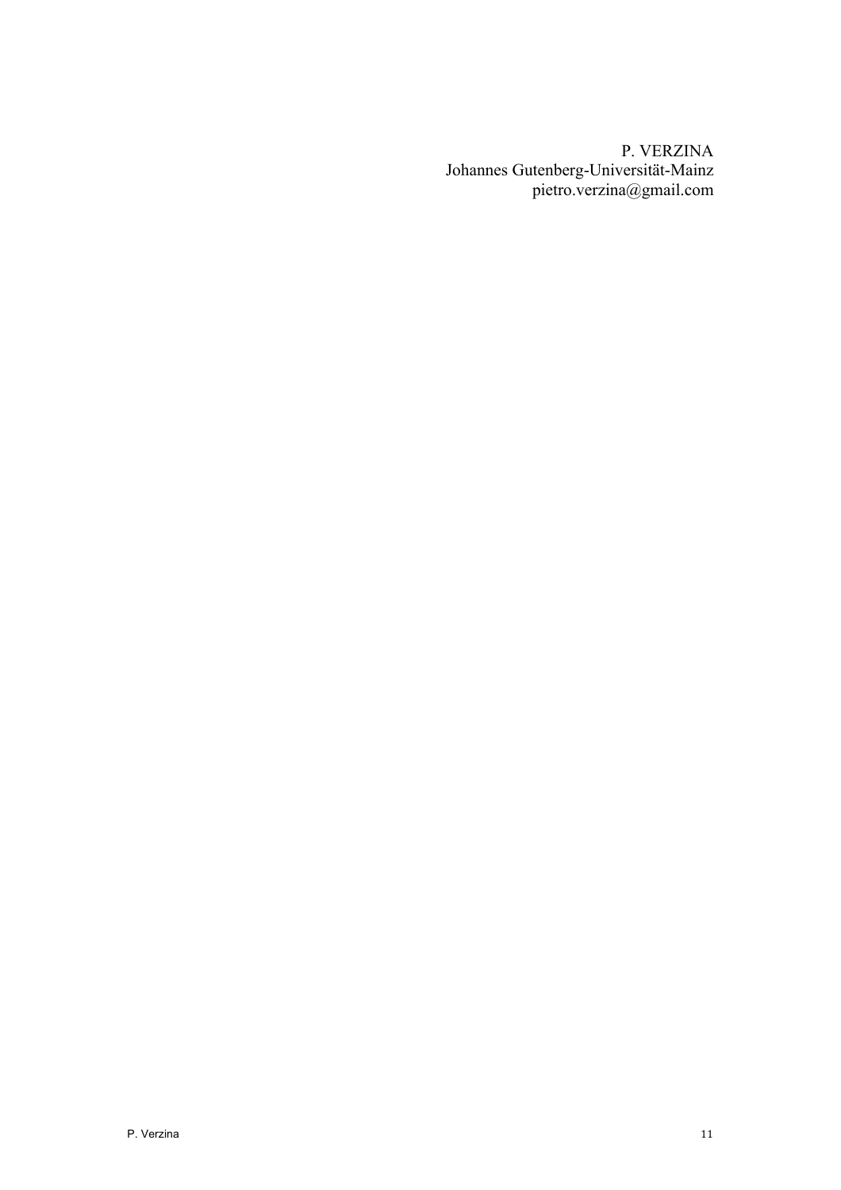P. VERZINA
Johannes Gutenberg-Universität-Mainz
pietro.verzina@gmail.com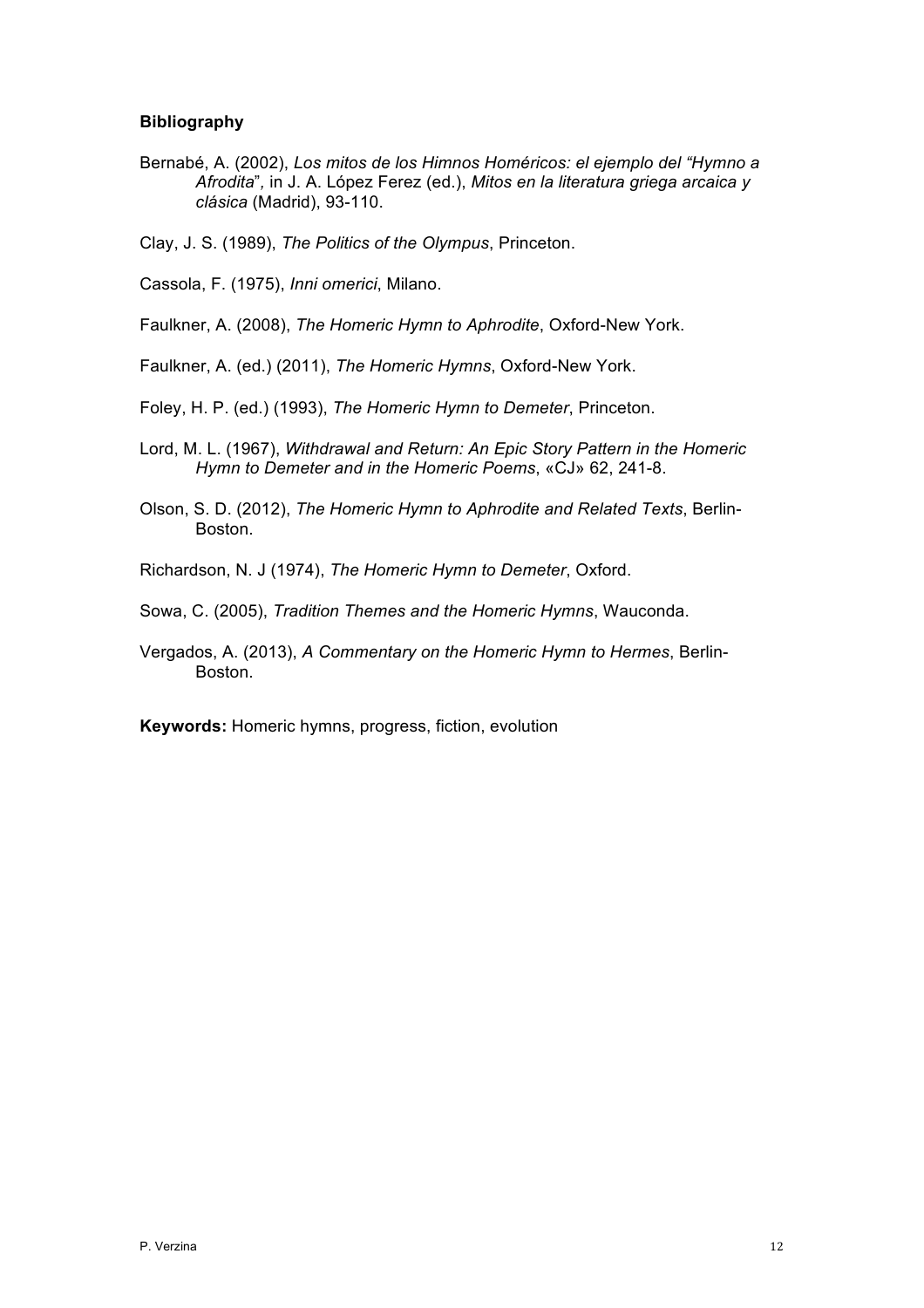**Bibliography**

Bernabé, A. (2002), *Los mitos de los Himnos Homéricos: el ejemplo del "Hymno a Afrodita*", in J. A. López Ferez (ed.), *Mitos en la literatura griega arcaica y clásica* (Madrid), 93-110.

Clay, J. S. (1989), *The Politics of the Olympus*, Princeton.

Cassola, F. (1975), *Inni omerici*, Milano.

Faulkner, A. (2008), *The Homeric Hymn to Aphrodite*, Oxford-New York.

Faulkner, A. (ed.) (2011), *The Homeric Hymns*, Oxford-New York.

Foley, H. P. (ed.) (1993), *The Homeric Hymn to Demeter*, Princeton.

Lord, M. L. (1967), *Withdrawal and Return: An Epic Story Pattern in the Homeric Hymn to Demeter and in the Homeric Poems*, «CJ» 62, 241-8.

Olson, S. D. (2012), *The Homeric Hymn to Aphrodite and Related Texts*, Berlin-Boston.

Richardson, N. J (1974), *The Homeric Hymn to Demeter*, Oxford.

Sowa, C. (2005), *Tradition Themes and the Homeric Hymns*, Wauconda.

Vergados, A. (2013), *A Commentary on the Homeric Hymn to Hermes*, Berlin-Boston.

**Keywords:** Homeric hymns, progress, fiction, evolution